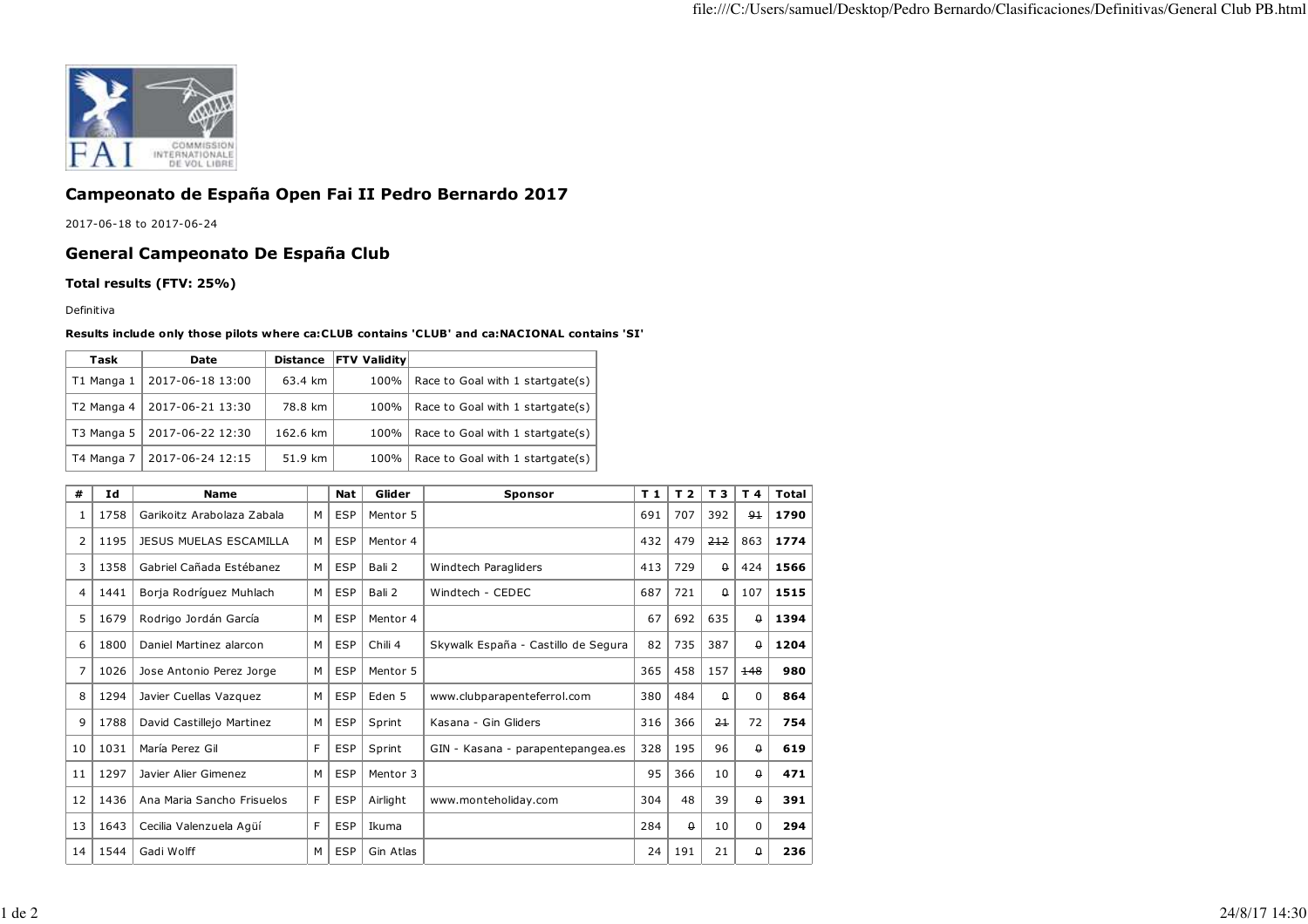# Campeonato de España Open Fai II Pedro Bernardo 2017

2017-06-18 to 2017-06-24

## General Campeonato De España Club

### Total results (FTV: 25%)

Definitiva

**Results include only those pilots where ca:CLUB contains 'CLUB' and ca:NACIONAL contains 'SI'**

| Task | Date | Distance | FTV Validity | |
|---|---|---|---|---|
| T1 Manga 1 | 2017-06-18 13:00 | 63.4 km | 100% | Race to Goal with 1 startgate(s) |
| T2 Manga 4 | 2017-06-21 13:30 | 78.8 km | 100% | Race to Goal with 1 startgate(s) |
| T3 Manga 5 | 2017-06-22 12:30 | 162.6 km | 100% | Race to Goal with 1 startgate(s) |
| T4 Manga 7 | 2017-06-24 12:15 | 51.9 km | 100% | Race to Goal with 1 startgate(s) |

| # | Id | Name | | Nat | Glider | Sponsor | T 1 | T 2 | T 3 | T 4 | Total |
|---|---|---|---|---|---|---|---|---|---|---|---|
| 1 | 1758 | Garikoitz Arabolaza Zabala | M | ESP | Mentor 5 | | 691 | 707 | 392 | ~~91~~ | **1790** |
| 2 | 1195 | JESUS MUELAS ESCAMILLA | M | ESP | Mentor 4 | | 432 | 479 | ~~212~~ | 863 | **1774** |
| 3 | 1358 | Gabriel Cañada Estébanez | M | ESP | Bali 2 | Windtech Paragliders | 413 | 729 | ~~0~~ | 424 | **1566** |
| 4 | 1441 | Borja Rodríguez Muhlach | M | ESP | Bali 2 | Windtech - CEDEC | 687 | 721 | ~~0~~ | 107 | **1515** |
| 5 | 1679 | Rodrigo Jordán García | M | ESP | Mentor 4 | | 67 | 692 | 635 | ~~0~~ | **1394** |
| 6 | 1800 | Daniel Martinez alarcon | M | ESP | Chili 4 | Skywalk España - Castillo de Segura | 82 | 735 | 387 | ~~0~~ | **1204** |
| 7 | 1026 | Jose Antonio Perez Jorge | M | ESP | Mentor 5 | | 365 | 458 | 157 | ~~148~~ | **980** |
| 8 | 1294 | Javier Cuellas Vazquez | M | ESP | Eden 5 | www.clubparapenteferrol.com | 380 | 484 | ~~0~~ | 0 | **864** |
| 9 | 1788 | David Castillejo Martinez | M | ESP | Sprint | Kasana - Gin Gliders | 316 | 366 | ~~21~~ | 72 | **754** |
| 10 | 1031 | María Perez Gil | F | ESP | Sprint | GIN - Kasana - parapentepangea.es | 328 | 195 | 96 | ~~0~~ | **619** |
| 11 | 1297 | Javier Alier Gimenez | M | ESP | Mentor 3 | | 95 | 366 | 10 | ~~0~~ | **471** |
| 12 | 1436 | Ana Maria Sancho Frisuelos | F | ESP | Airlight | www.monteholiday.com | 304 | 48 | 39 | ~~0~~ | **391** |
| 13 | 1643 | Cecilia Valenzuela Agüí | F | ESP | Ikuma | | 284 | ~~0~~ | 10 | 0 | **294** |
| 14 | 1544 | Gadi Wolff | M | ESP | Gin Atlas | | 24 | 191 | 21 | ~~0~~ | **236** |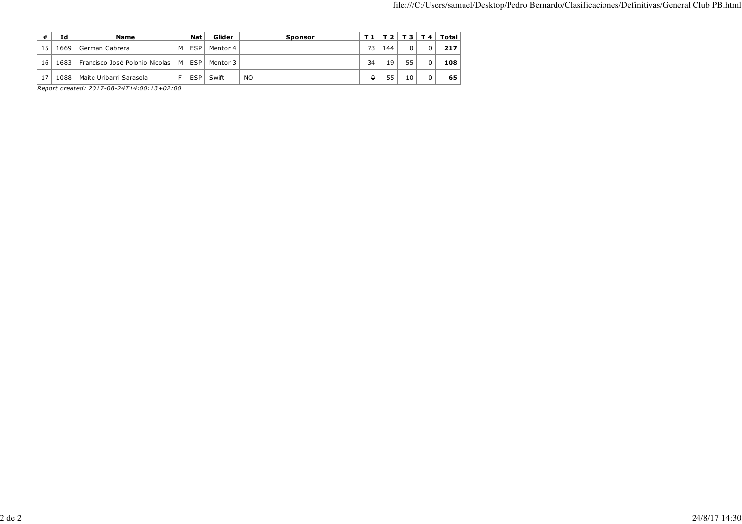| # | Id | Name | | Nat | Glider | Sponsor | T 1 | T 2 | T 3 | T 4 | Total |
|---|---|---|---|---|---|---|---|---|---|---|---|
| 15 | 1669 | German Cabrera | M | ESP | Mentor 4 | | 73 | 144 | ~~0~~ | 0 | **217** |
| 16 | 1683 | Francisco José Polonio Nicolas | M | ESP | Mentor 3 | | 34 | 19 | 55 | ~~0~~ | **108** |
| 17 | 1088 | Maite Uribarri Sarasola | F | ESP | Swift | NO | ~~0~~ | 55 | 10 | 0 | **65** |

*Report created: 2017-08-24T14:00:13+02:00*